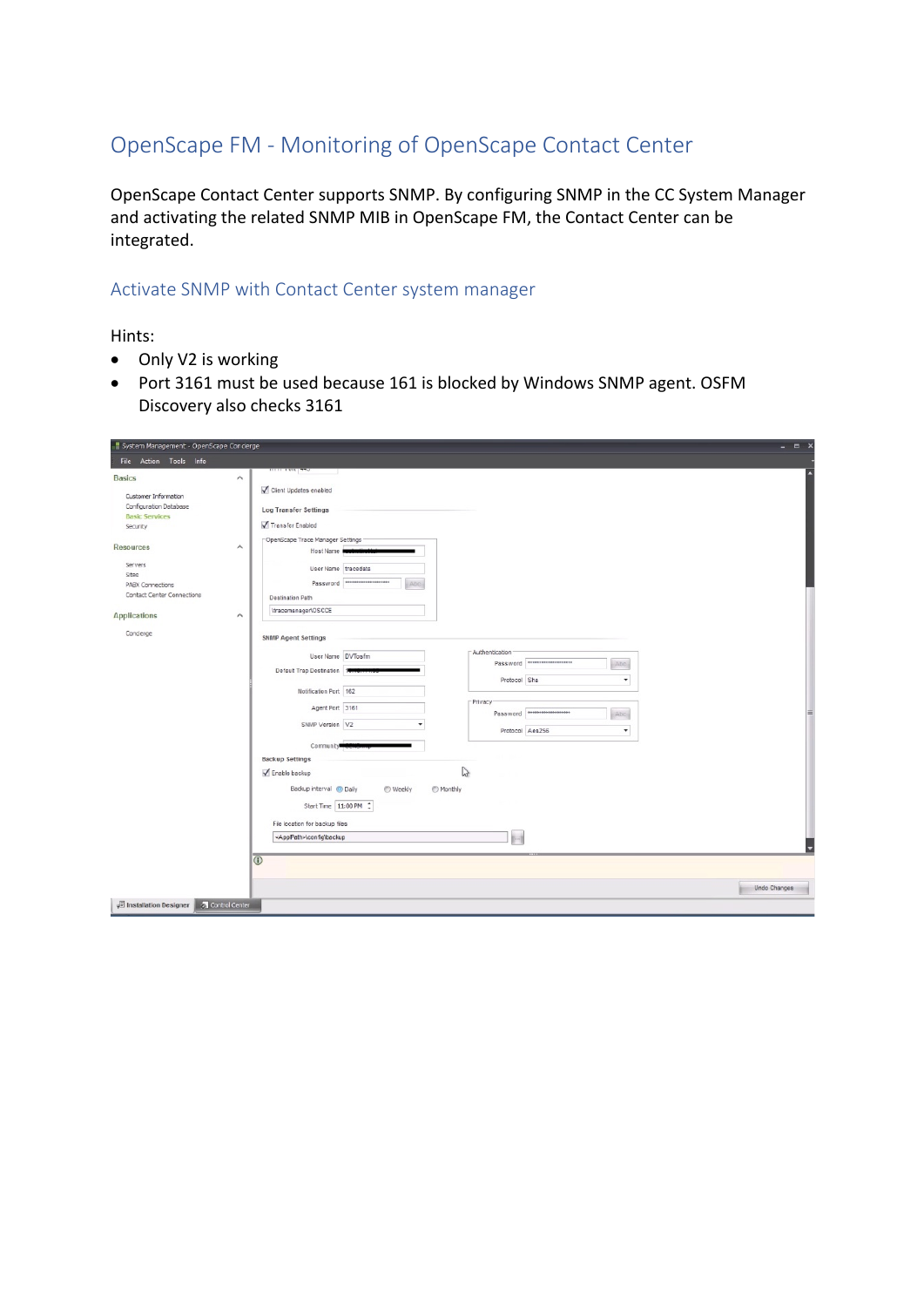# OpenScape FM - Monitoring of OpenScape Contact Center

OpenScape Contact Center supports SNMP. By configuring SNMP in the CC System Manager and activating the related SNMP MIB in OpenScape FM, the Contact Center can be integrated.

## Activate SNMP with Contact Center system manager

Hints:

- Only V2 is working
- Port 3161 must be used because 161 is blocked by Windows SNMP agent. OSFM Discovery also checks 3161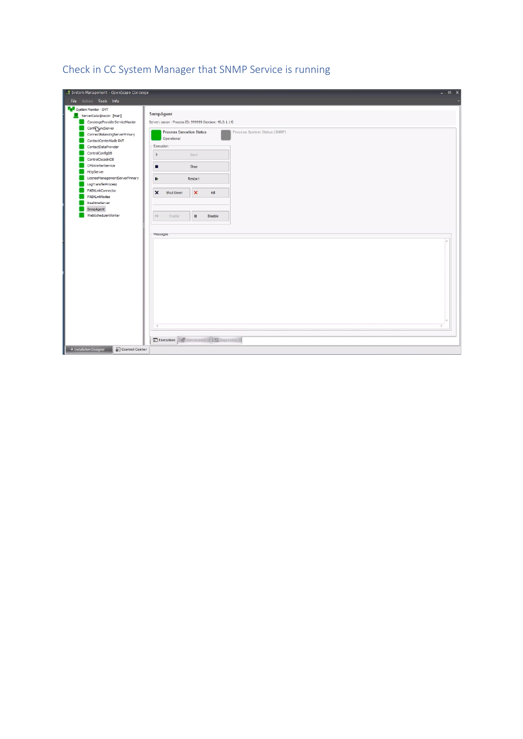## Check in CC System Manager that SNMP Service is running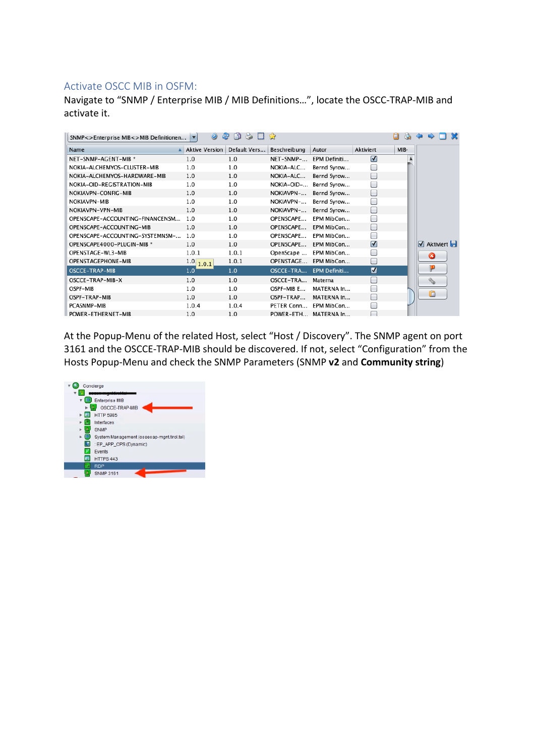## Activate OSCC MIB in OSFM:

Navigate to “SNMP / Enterprise MIB / MIB Definitions…”, locate the OSCC-TRAP-MIB and activate it.

At the Popup-Menu of the related Host, select “Host / Discovery”. The SNMP agent on port 3161 and the OSCCE-TRAP-MIB should be discovered. If not, select “Configuration” from the Hosts Popup-Menu and check the SNMP Parameters (SNMP **v2** and **Community string**)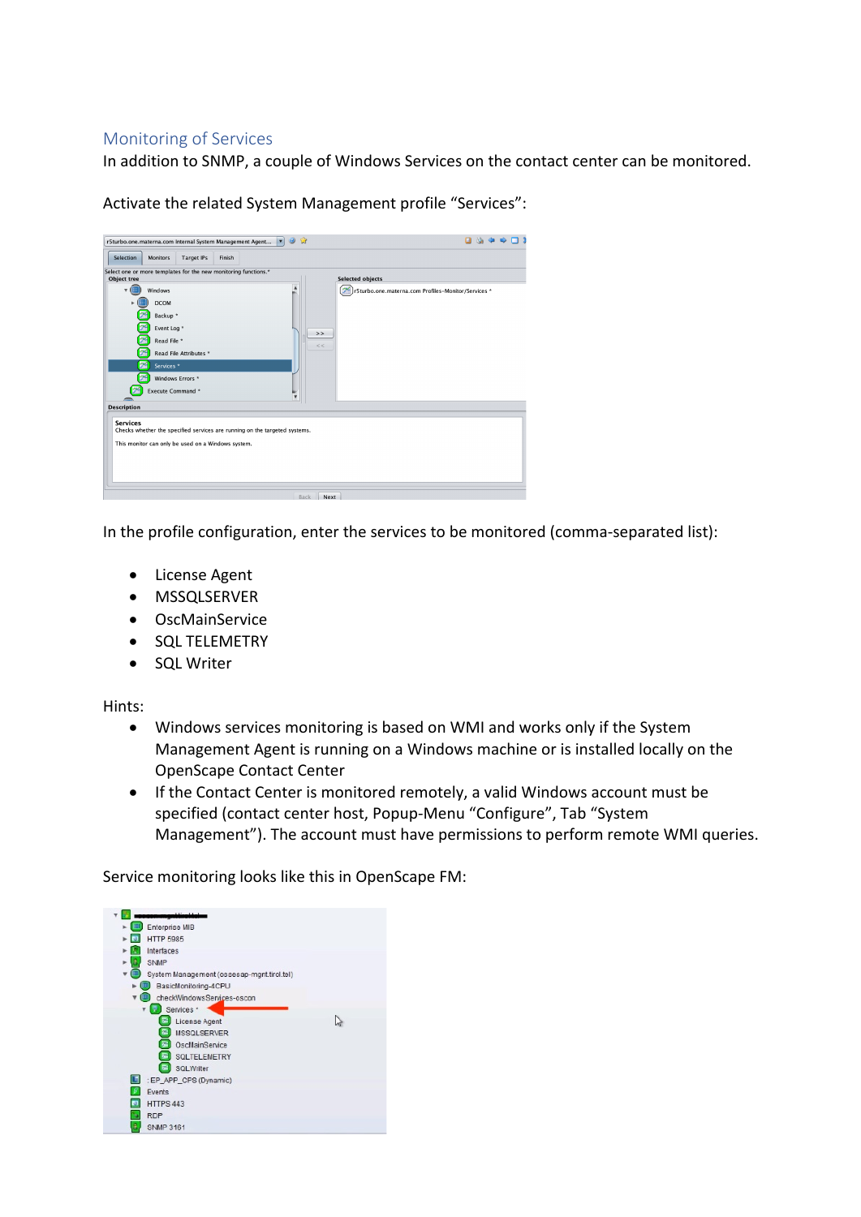## Monitoring of Services

In addition to SNMP, a couple of Windows Services on the contact center can be monitored.

Activate the related System Management profile “Services”:

In the profile configuration, enter the services to be monitored (comma-separated list):

- License Agent
- MSSQLSERVER
- OscMainService
- SQL TELEMETRY
- SQL Writer

Hints:

- Windows services monitoring is based on WMI and works only if the System Management Agent is running on a Windows machine or is installed locally on the OpenScape Contact Center
- If the Contact Center is monitored remotely, a valid Windows account must be specified (contact center host, Popup-Menu “Configure”, Tab “System Management”). The account must have permissions to perform remote WMI queries.

Service monitoring looks like this in OpenScape FM: